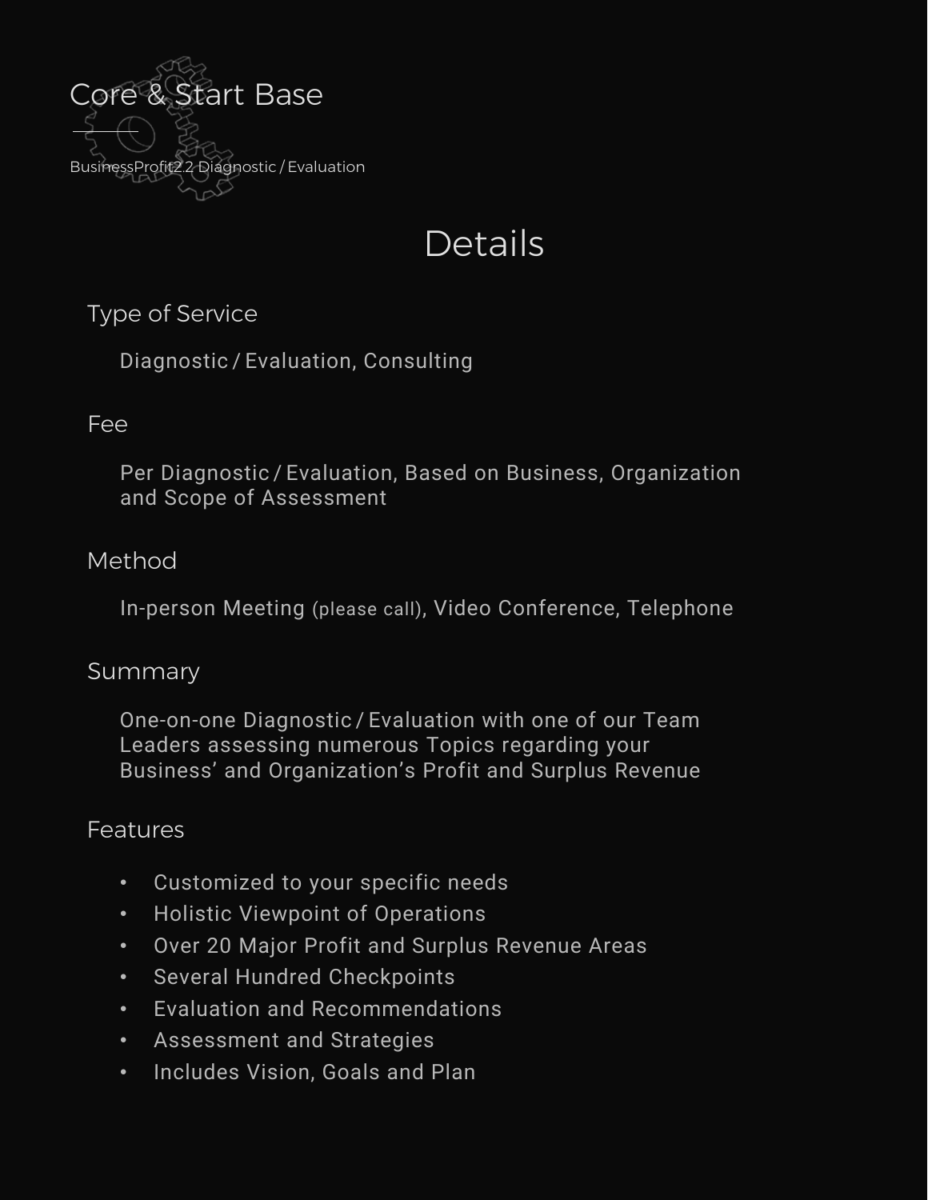# Core & Start Base

BusinessProfit2.2 Diagnostic / Evaluation

## Details

### Type of Service

Diagnostic / Evaluation, Consulting

### Fee

Per Diagnostic / Evaluation, Based on Business, Organization and Scope of Assessment

### Method

In-person Meeting (please call), Video Conference, Telephone

### Summary

One-on-one Diagnostic / Evaluation with one of our Team Leaders assessing numerous Topics regarding your Business' and Organization's Profit and Surplus Revenue

### Features

- Customized to your specific needs
- Holistic Viewpoint of Operations
- Over 20 Major Profit and Surplus Revenue Areas
- Several Hundred Checkpoints
- Evaluation and Recommendations
- Assessment and Strategies
- Includes Vision, Goals and Plan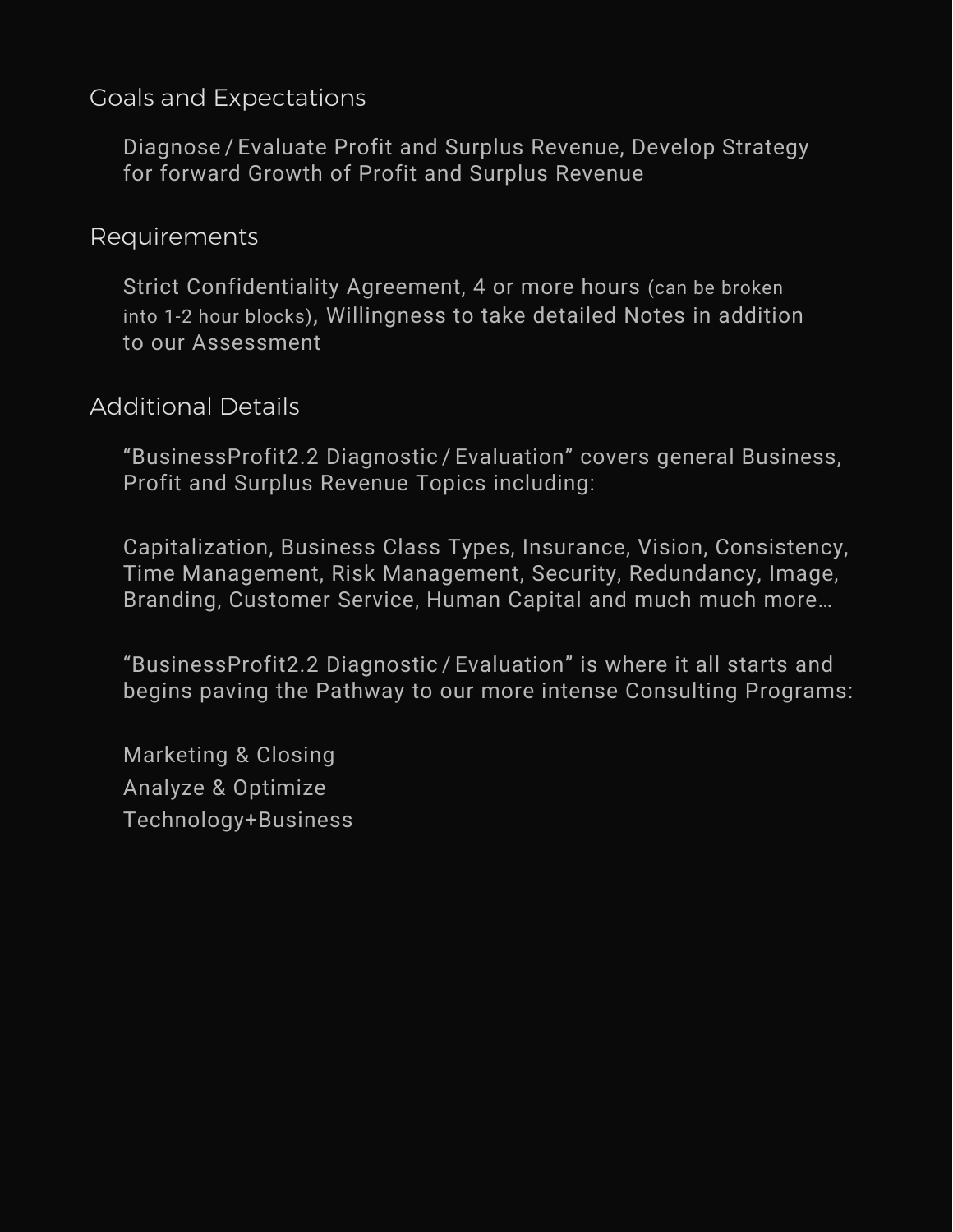## Goals and Expectations

Diagnose / Evaluate Profit and Surplus Revenue, Develop Strategy for forward Growth of Profit and Surplus Revenue

## Requirements

Strict Confidentiality Agreement, 4 or more hours (can be broken into 1-2 hour blocks), Willingness to take detailed Notes in addition to our Assessment

## Additional Details

“BusinessProfit2.2 Diagnostic / Evaluation” covers general Business, Profit and Surplus Revenue Topics including:

Capitalization, Business Class Types, Insurance, Vision, Consistency, Time Management, Risk Management, Security, Redundancy, Image, Branding, Customer Service, Human Capital and much much more…

“BusinessProfit2.2 Diagnostic / Evaluation” is where it all starts and begins paving the Pathway to our more intense Consulting Programs:

Marketing & Closing
Analyze & Optimize
Technology+Business